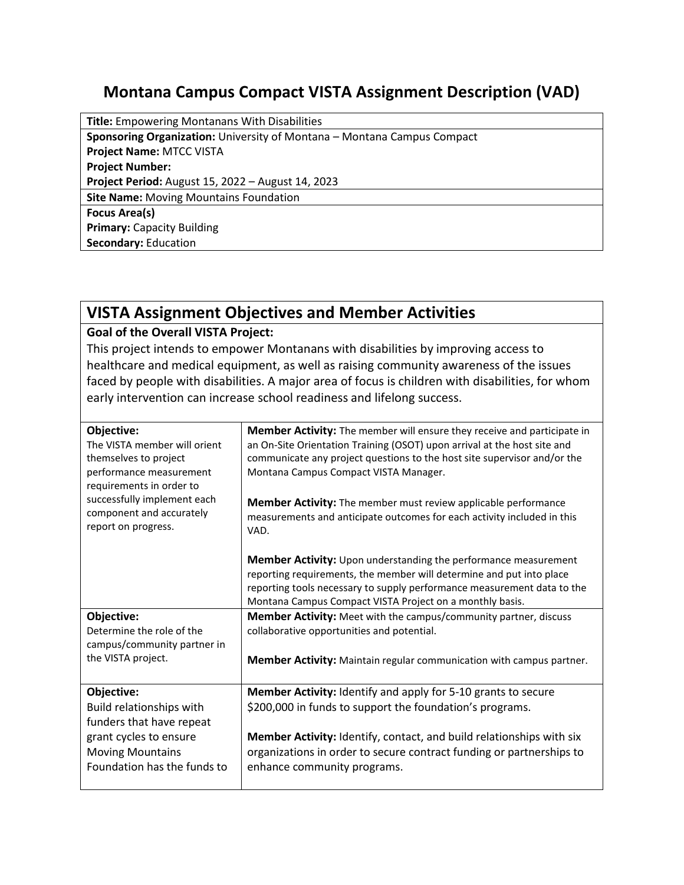# Montana Campus Compact VISTA Assignment Description (VAD)

| **Title:** Empowering Montanans With Disabilities |
|---|
| **Sponsoring Organization:** University of Montana – Montana Campus Compact<br>**Project Name:** MTCC VISTA<br>**Project Number:**<br>**Project Period:** August 15, 2022 – August 14, 2023 |
| **Site Name:** Moving Mountains Foundation |
| **Focus Area(s)**<br>**Primary:** Capacity Building<br>**Secondary:** Education |

## VISTA Assignment Objectives and Member Activities

**Goal of the Overall VISTA Project:**

This project intends to empower Montanans with disabilities by improving access to healthcare and medical equipment, as well as raising community awareness of the issues faced by people with disabilities. A major area of focus is children with disabilities, for whom early intervention can increase school readiness and lifelong success.

| Objective | Member Activities |
|---|---|
| **Objective:**<br>The VISTA member will orient themselves to project performance measurement requirements in order to successfully implement each component and accurately report on progress. | **Member Activity:** The member will ensure they receive and participate in an On-Site Orientation Training (OSOT) upon arrival at the host site and communicate any project questions to the host site supervisor and/or the Montana Campus Compact VISTA Manager.<br><br>**Member Activity:** The member must review applicable performance measurements and anticipate outcomes for each activity included in this VAD.<br><br>**Member Activity:** Upon understanding the performance measurement reporting requirements, the member will determine and put into place reporting tools necessary to supply performance measurement data to the Montana Campus Compact VISTA Project on a monthly basis. |
| **Objective:**<br>Determine the role of the campus/community partner in the VISTA project. | **Member Activity:** Meet with the campus/community partner, discuss collaborative opportunities and potential.<br><br>**Member Activity:** Maintain regular communication with campus partner. |
| **Objective:**<br>Build relationships with funders that have repeat grant cycles to ensure Moving Mountains Foundation has the funds to | **Member Activity:** Identify and apply for 5-10 grants to secure $200,000 in funds to support the foundation's programs.<br><br>**Member Activity:** Identify, contact, and build relationships with six organizations in order to secure contract funding or partnerships to enhance community programs. |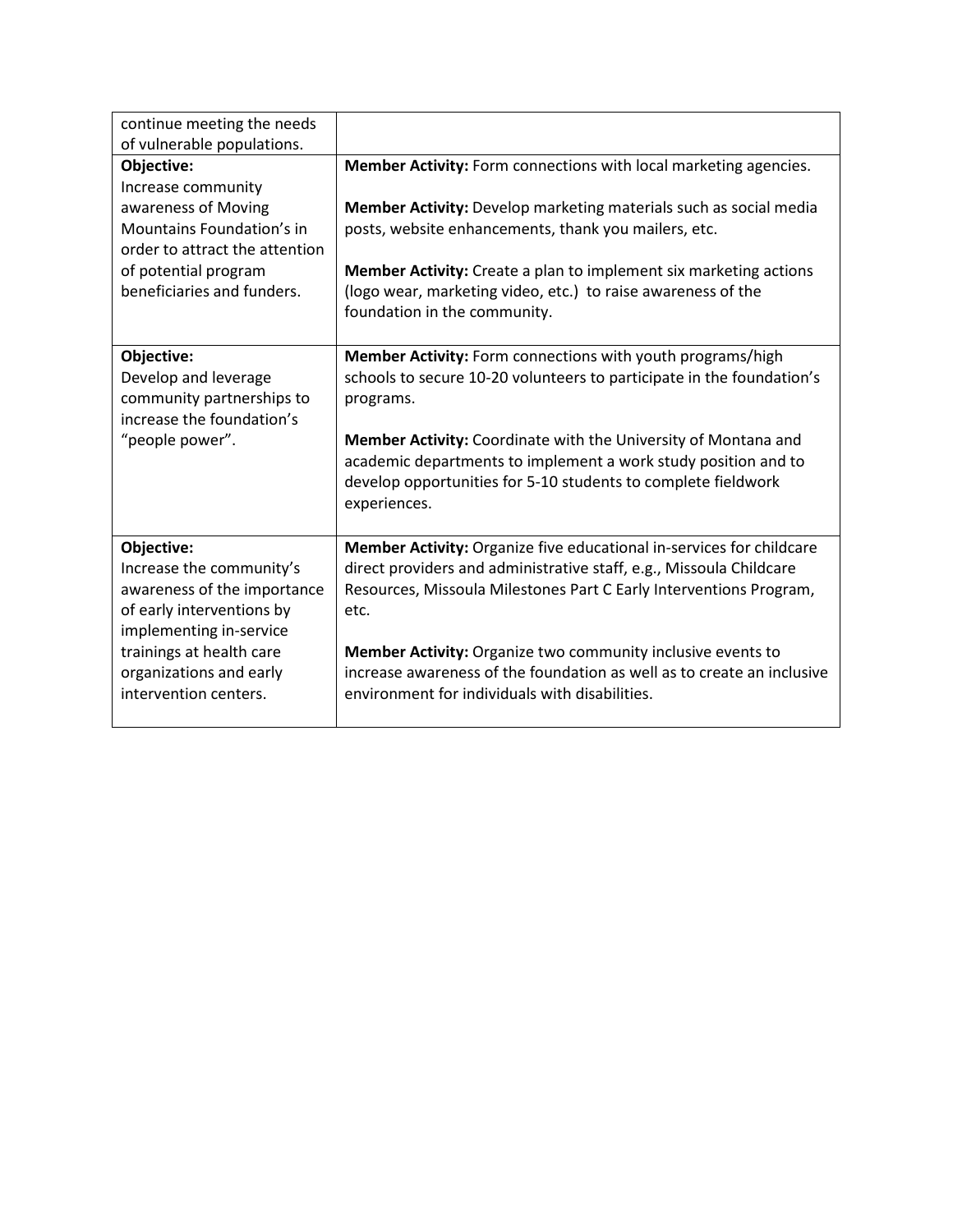| | |
|---|---|
| continue meeting the needs of vulnerable populations. | |
| **Objective:** Increase community awareness of Moving Mountains Foundation's in order to attract the attention of potential program beneficiaries and funders. | **Member Activity:** Form connections with local marketing agencies.<br><br>**Member Activity:** Develop marketing materials such as social media posts, website enhancements, thank you mailers, etc.<br><br>**Member Activity:** Create a plan to implement six marketing actions (logo wear, marketing video, etc.) to raise awareness of the foundation in the community. |
| **Objective:** Develop and leverage community partnerships to increase the foundation's "people power". | **Member Activity:** Form connections with youth programs/high schools to secure 10-20 volunteers to participate in the foundation's programs.<br><br>**Member Activity:** Coordinate with the University of Montana and academic departments to implement a work study position and to develop opportunities for 5-10 students to complete fieldwork experiences. |
| **Objective:** Increase the community's awareness of the importance of early interventions by implementing in-service trainings at health care organizations and early intervention centers. | **Member Activity:** Organize five educational in-services for childcare direct providers and administrative staff, e.g., Missoula Childcare Resources, Missoula Milestones Part C Early Interventions Program, etc.<br><br>**Member Activity:** Organize two community inclusive events to increase awareness of the foundation as well as to create an inclusive environment for individuals with disabilities. |